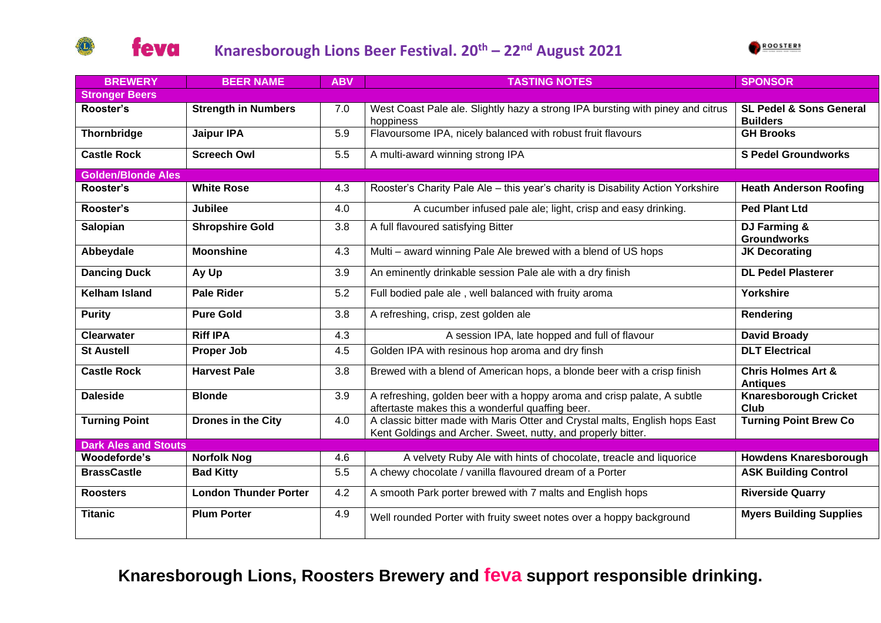# Knaresborough Lions Beer Festival. 20th – 22nd August 2021

| BREWERY | BEER NAME | ABV | TASTING NOTES | SPONSOR |
|---|---|---|---|---|
| **Stronger Beers** | | | | |
| **Rooster's** | **Strength in Numbers** | 7.0 | West Coast Pale ale. Slightly hazy a strong IPA bursting with piney and citrus hoppiness | **SL Pedel & Sons General Builders** |
| **Thornbridge** | **Jaipur IPA** | 5.9 | Flavoursome IPA, nicely balanced with robust fruit flavours | **GH Brooks** |
| **Castle Rock** | **Screech Owl** | 5.5 | A multi-award winning strong IPA | **S Pedel Groundworks** |
| **Golden/Blonde Ales** | | | | |
| **Rooster's** | **White Rose** | 4.3 | Rooster's Charity Pale Ale – this year's charity is Disability Action Yorkshire | **Heath Anderson Roofing** |
| **Rooster's** | **Jubilee** | 4.0 | A cucumber infused pale ale; light, crisp and easy drinking. | **Ped Plant Ltd** |
| **Salopian** | **Shropshire Gold** | 3.8 | A full flavoured satisfying Bitter | **DJ Farming & Groundworks** |
| **Abbeydale** | **Moonshine** | 4.3 | Multi – award winning Pale Ale brewed with a blend of US hops | **JK Decorating** |
| **Dancing Duck** | **Ay Up** | 3.9 | An eminently drinkable session Pale ale with a dry finish | **DL Pedel Plasterer** |
| **Kelham Island** | **Pale Rider** | 5.2 | Full bodied pale ale , well balanced with fruity aroma | **Yorkshire** |
| **Purity** | **Pure Gold** | 3.8 | A refreshing, crisp, zest golden ale | **Rendering** |
| **Clearwater** | **Riff IPA** | 4.3 | A session IPA, late hopped and full of flavour | **David Broady** |
| **St Austell** | **Proper Job** | 4.5 | Golden IPA with resinous hop aroma and dry finsh | **DLT Electrical** |
| **Castle Rock** | **Harvest Pale** | 3.8 | Brewed with a blend of American hops, a blonde beer with a crisp finish | **Chris Holmes Art & Antiques** |
| **Daleside** | **Blonde** | 3.9 | A refreshing, golden beer with a hoppy aroma and crisp palate, A subtle aftertaste makes this a wonderful quaffing beer. | **Knaresborough Cricket Club** |
| **Turning Point** | **Drones in the City** | 4.0 | A classic bitter made with Maris Otter and Crystal malts, English hops East Kent Goldings and Archer. Sweet, nutty, and properly bitter. | **Turning Point Brew Co** |
| **Dark Ales and Stouts** | | | | |
| **Woodeforde's** | **Norfolk Nog** | 4.6 | A velvety Ruby Ale with hints of chocolate, treacle and liquorice | **Howdens Knaresborough** |
| **BrassCastle** | **Bad Kitty** | 5.5 | A chewy chocolate / vanilla flavoured dream of a Porter | **ASK Building Control** |
| **Roosters** | **London Thunder Porter** | 4.2 | A smooth Park porter brewed with 7 malts and English hops | **Riverside Quarry** |
| **Titanic** | **Plum Porter** | 4.9 | Well rounded Porter with fruity sweet notes over a hoppy background | **Myers Building Supplies** |

**Knaresborough Lions, Roosters Brewery and feva support responsible drinking.**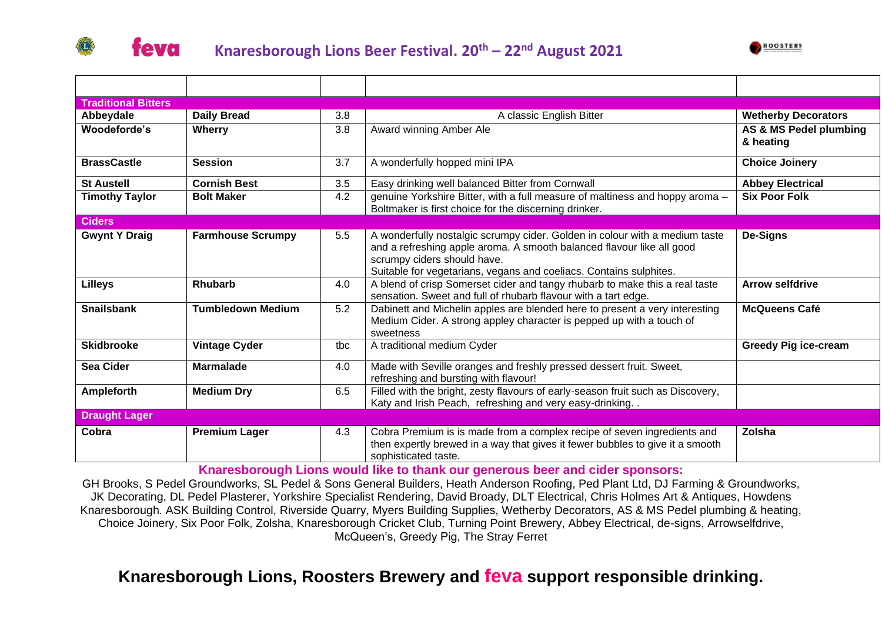## Knaresborough Lions Beer Festival. 20th – 22nd August 2021

| | | | | |
|---|---|---|---|---|
| **Traditional Bitters** | | | | |
| **Abbeydale** | **Daily Bread** | 3.8 | A classic English Bitter | **Wetherby Decorators** |
| **Woodeforde's** | **Wherry** | 3.8 | Award winning Amber Ale | **AS & MS Pedel plumbing & heating** |
| **BrassCastle** | **Session** | 3.7 | A wonderfully hopped mini IPA | **Choice Joinery** |
| **St Austell** | **Cornish Best** | 3.5 | Easy drinking well balanced Bitter from Cornwall | **Abbey Electrical** |
| **Timothy Taylor** | **Bolt Maker** | 4.2 | genuine Yorkshire Bitter, with a full measure of maltiness and hoppy aroma – Boltmaker is first choice for the discerning drinker. | **Six Poor Folk** |
| **Ciders** | | | | |
| **Gwynt Y Draig** | **Farmhouse Scrumpy** | 5.5 | A wonderfully nostalgic scrumpy cider. Golden in colour with a medium taste and a refreshing apple aroma. A smooth balanced flavour like all good scrumpy ciders should have. Suitable for vegetarians, vegans and coeliacs. Contains sulphites. | **De-Signs** |
| **Lilleys** | **Rhubarb** | 4.0 | A blend of crisp Somerset cider and tangy rhubarb to make this a real taste sensation. Sweet and full of rhubarb flavour with a tart edge. | **Arrow selfdrive** |
| **Snailsbank** | **Tumbledown Medium** | 5.2 | Dabinett and Michelin apples are blended here to present a very interesting Medium Cider. A strong appley character is pepped up with a touch of sweetness | **McQueens Café** |
| **Skidbrooke** | **Vintage Cyder** | tbc | A traditional medium Cyder | **Greedy Pig ice-cream** |
| **Sea Cider** | **Marmalade** | 4.0 | Made with Seville oranges and freshly pressed dessert fruit. Sweet, refreshing and bursting with flavour! | |
| **Ampleforth** | **Medium Dry** | 6.5 | Filled with the bright, zesty flavours of early-season fruit such as Discovery, Katy and Irish Peach, refreshing and very easy-drinking. . | |
| **Draught Lager** | | | | |
| **Cobra** | **Premium Lager** | 4.3 | Cobra Premium is is made from a complex recipe of seven ingredients and then expertly brewed in a way that gives it fewer bubbles to give it a smooth sophisticated taste. | **Zolsha** |

**Knaresborough Lions would like to thank our generous beer and cider sponsors:**

GH Brooks, S Pedel Groundworks, SL Pedel & Sons General Builders, Heath Anderson Roofing, Ped Plant Ltd, DJ Farming & Groundworks, JK Decorating, DL Pedel Plasterer, Yorkshire Specialist Rendering, David Broady, DLT Electrical, Chris Holmes Art & Antiques, Howdens Knaresborough. ASK Building Control, Riverside Quarry, Myers Building Supplies, Wetherby Decorators, AS & MS Pedel plumbing & heating, Choice Joinery, Six Poor Folk, Zolsha, Knaresborough Cricket Club, Turning Point Brewery, Abbey Electrical, de-signs, Arrowselfdrive, McQueen's, Greedy Pig, The Stray Ferret

**Knaresborough Lions, Roosters Brewery and feva support responsible drinking.**